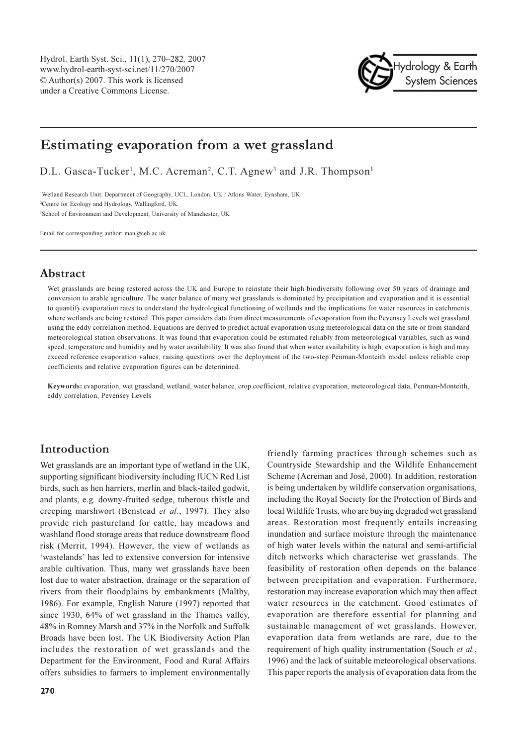# Estimating evaporation from a wet grassland

D.L. Gasca-Tucker[1], M.C. Acreman[2], C.T. Agnew[3] and J.R. Thompson[1]

[1]Wetland Research Unit, Department of Geography, UCL, London, UK / Atkins Water, Eynsham, UK
[2]Centre for Ecology and Hydrology, Wallingford, UK
[3]School of Environment and Development, University of Manchester, UK

Email for corresponding author: man@ceh.ac.uk

## Abstract

Wet grasslands are being restored across the UK and Europe to reinstate their high biodiversity following over 50 years of drainage and conversion to arable agriculture. The water balance of many wet grasslands is dominated by precipitation and evaporation and it is essential to quantify evaporation rates to understand the hydrological functioning of wetlands and the implications for water resources in catchments where wetlands are being restored. This paper considers data from direct measurements of evaporation from the Pevensey Levels wet grassland using the eddy correlation method. Equations are derived to predict actual evaporation using meteorological data on the site or from standard meteorological station observations. It was found that evaporation could be estimated reliably from meteorological variables, such as wind speed, temperature and humidity and by water availability. It was also found that when water availability is high, evaporation is high and may exceed reference evaporation values, raising questions over the deployment of the two-step Penman-Monteith model unless reliable crop coefficients and relative evaporation figures can be determined.

**Keywords:** evaporation, wet grassland, wetland, water balance, crop coefficient, relative evaporation, meteorological data, Penman-Monteith, eddy correlation, Pevensey Levels

## Introduction

Wet grasslands are an important type of wetland in the UK, supporting significant biodiversity including IUCN Red List birds, such as hen harriers, merlin and black-tailed godwit, and plants, e.g. downy-fruited sedge, tuberous thistle and creeping marshwort (Benstead *et al.*, 1997). They also provide rich pastureland for cattle, hay meadows and washland flood storage areas that reduce downstream flood risk (Merrit, 1994). However, the view of wetlands as 'wastelands' has led to extensive conversion for intensive arable cultivation. Thus, many wet grasslands have been lost due to water abstraction, drainage or the separation of rivers from their floodplains by embankments (Maltby, 1986). For example, English Nature (1997) reported that since 1930, 64% of wet grassland in the Thames valley, 48% in Romney Marsh and 37% in the Norfolk and Suffolk Broads have been lost. The UK Biodiversity Action Plan includes the restoration of wet grasslands and the Department for the Environment, Food and Rural Affairs offers subsidies to farmers to implement environmentally friendly farming practices through schemes such as Countryside Stewardship and the Wildlife Enhancement Scheme (Acreman and José, 2000). In addition, restoration is being undertaken by wildlife conservation organisations, including the Royal Society for the Protection of Birds and local Wildlife Trusts, who are buying degraded wet grassland areas. Restoration most frequently entails increasing inundation and surface moisture through the maintenance of high water levels within the natural and semi-artificial ditch networks which characterise wet grasslands. The feasibility of restoration often depends on the balance between precipitation and evaporation. Furthermore, restoration may increase evaporation which may then affect water resources in the catchment. Good estimates of evaporation are therefore essential for planning and sustainable management of wet grasslands. However, evaporation data from wetlands are rare, due to the requirement of high quality instrumentation (Souch *et al.*, 1996) and the lack of suitable meteorological observations. This paper reports the analysis of evaporation data from the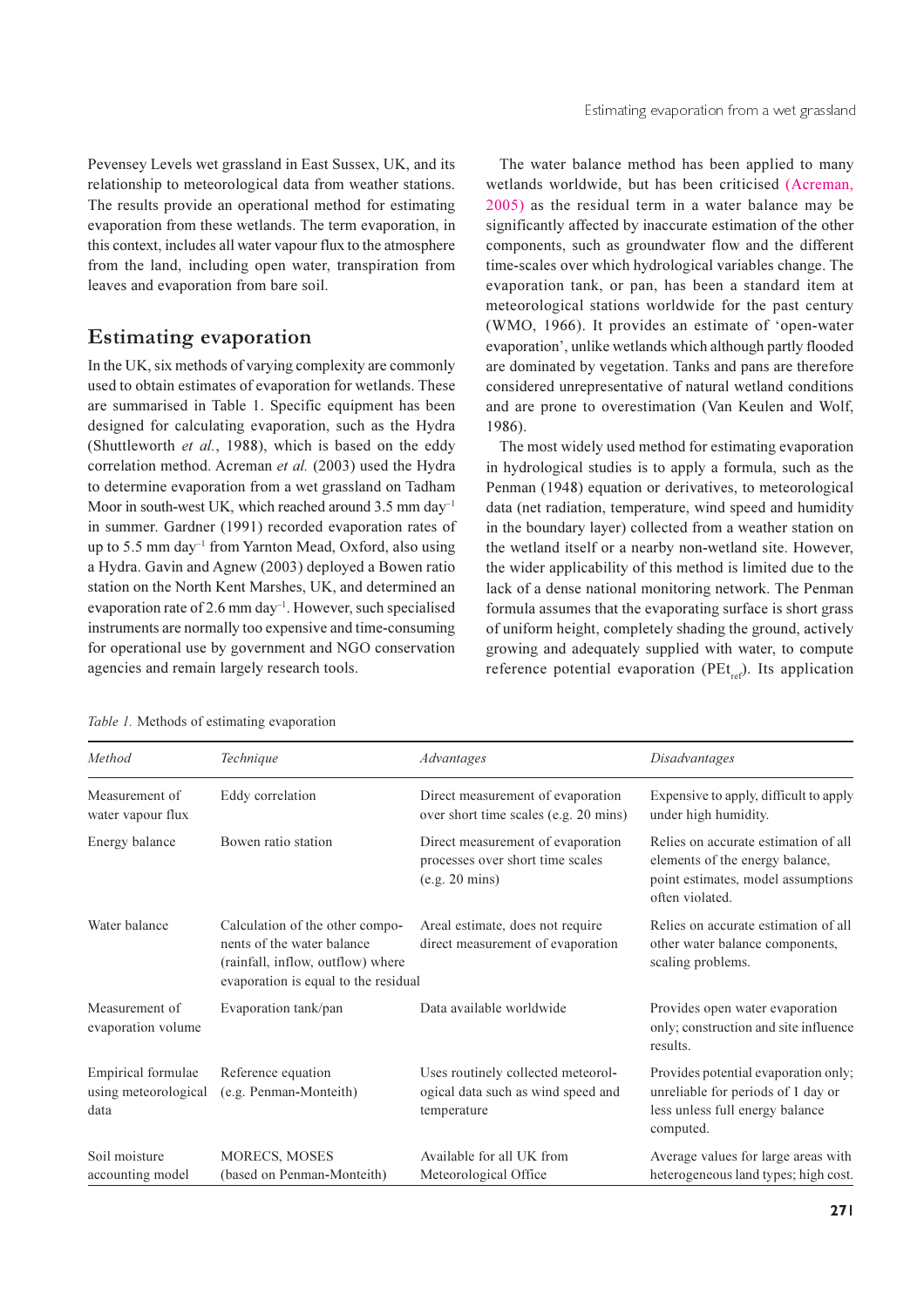Pevensey Levels wet grassland in East Sussex, UK, and its relationship to meteorological data from weather stations. The results provide an operational method for estimating evaporation from these wetlands. The term evaporation, in this context, includes all water vapour flux to the atmosphere from the land, including open water, transpiration from leaves and evaporation from bare soil.

## Estimating evaporation

In the UK, six methods of varying complexity are commonly used to obtain estimates of evaporation for wetlands. These are summarised in Table 1. Specific equipment has been designed for calculating evaporation, such as the Hydra (Shuttleworth *et al.*, 1988), which is based on the eddy correlation method. Acreman *et al.* (2003) used the Hydra to determine evaporation from a wet grassland on Tadham Moor in south-west UK, which reached around 3.5 mm day$^{-1}$ in summer. Gardner (1991) recorded evaporation rates of up to 5.5 mm day$^{-1}$ from Yarnton Mead, Oxford, also using a Hydra. Gavin and Agnew (2003) deployed a Bowen ratio station on the North Kent Marshes, UK, and determined an evaporation rate of 2.6 mm day$^{-1}$. However, such specialised instruments are normally too expensive and time-consuming for operational use by government and NGO conservation agencies and remain largely research tools.

The water balance method has been applied to many wetlands worldwide, but has been criticised (Acreman, 2005) as the residual term in a water balance may be significantly affected by inaccurate estimation of the other components, such as groundwater flow and the different time-scales over which hydrological variables change. The evaporation tank, or pan, has been a standard item at meteorological stations worldwide for the past century (WMO, 1966). It provides an estimate of 'open-water evaporation', unlike wetlands which although partly flooded are dominated by vegetation. Tanks and pans are therefore considered unrepresentative of natural wetland conditions and are prone to overestimation (Van Keulen and Wolf, 1986).

The most widely used method for estimating evaporation in hydrological studies is to apply a formula, such as the Penman (1948) equation or derivatives, to meteorological data (net radiation, temperature, wind speed and humidity in the boundary layer) collected from a weather station on the wetland itself or a nearby non-wetland site. However, the wider applicability of this method is limited due to the lack of a dense national monitoring network. The Penman formula assumes that the evaporating surface is short grass of uniform height, completely shading the ground, actively growing and adequately supplied with water, to compute reference potential evaporation ($PEt_{ref}$). Its application

*Table 1.* Methods of estimating evaporation

| *Method* | *Technique* | *Advantages* | *Disadvantages* |
|---|---|---|---|
| Measurement of water vapour flux | Eddy correlation | Direct measurement of evaporation over short time scales (e.g. 20 mins) | Expensive to apply, difficult to apply under high humidity. |
| Energy balance | Bowen ratio station | Direct measurement of evaporation processes over short time scales (e.g. 20 mins) | Relies on accurate estimation of all elements of the energy balance, point estimates, model assumptions often violated. |
| Water balance | Calculation of the other components of the water balance (rainfall, inflow, outflow) where evaporation is equal to the residual | Areal estimate, does not require direct measurement of evaporation | Relies on accurate estimation of all other water balance components, scaling problems. |
| Measurement of evaporation volume | Evaporation tank/pan | Data available worldwide | Provides open water evaporation only; construction and site influence results. |
| Empirical formulae using meteorological data | Reference equation (e.g. Penman-Monteith) | Uses routinely collected meteorological data such as wind speed and temperature | Provides potential evaporation only; unreliable for periods of 1 day or less unless full energy balance computed. |
| Soil moisture accounting model | MORECS, MOSES (based on Penman-Monteith) | Available for all UK from Meteorological Office | Average values for large areas with heterogeneous land types; high cost. |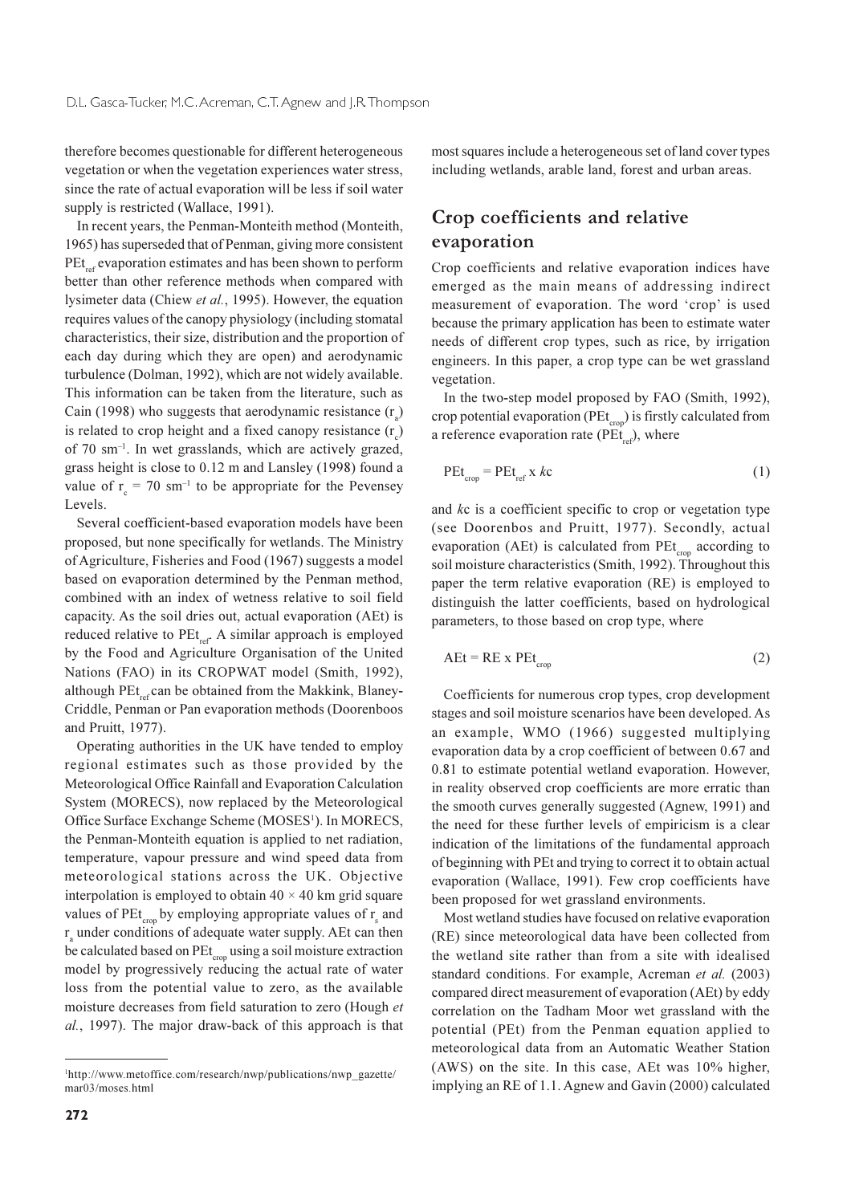therefore becomes questionable for different heterogeneous vegetation or when the vegetation experiences water stress, since the rate of actual evaporation will be less if soil water supply is restricted (Wallace, 1991).

In recent years, the Penman-Monteith method (Monteith, 1965) has superseded that of Penman, giving more consistent $PEt_{ref}$ evaporation estimates and has been shown to perform better than other reference methods when compared with lysimeter data (Chiew *et al.*, 1995). However, the equation requires values of the canopy physiology (including stomatal characteristics, their size, distribution and the proportion of each day during which they are open) and aerodynamic turbulence (Dolman, 1992), which are not widely available. This information can be taken from the literature, such as Cain (1998) who suggests that aerodynamic resistance ($r_a$) is related to crop height and a fixed canopy resistance ($r_c$) of 70 $sm^{-1}$. In wet grasslands, which are actively grazed, grass height is close to 0.12 m and Lansley (1998) found a value of $r_c = 70$ $sm^{-1}$ to be appropriate for the Pevensey Levels.

Several coefficient-based evaporation models have been proposed, but none specifically for wetlands. The Ministry of Agriculture, Fisheries and Food (1967) suggests a model based on evaporation determined by the Penman method, combined with an index of wetness relative to soil field capacity. As the soil dries out, actual evaporation (AEt) is reduced relative to $PEt_{ref}$. A similar approach is employed by the Food and Agriculture Organisation of the United Nations (FAO) in its CROPWAT model (Smith, 1992), although $PEt_{ref}$ can be obtained from the Makkink, Blaney-Criddle, Penman or Pan evaporation methods (Doorenboos and Pruitt, 1977).

Operating authorities in the UK have tended to employ regional estimates such as those provided by the Meteorological Office Rainfall and Evaporation Calculation System (MORECS), now replaced by the Meteorological Office Surface Exchange Scheme (MOSES[1]). In MORECS, the Penman-Monteith equation is applied to net radiation, temperature, vapour pressure and wind speed data from meteorological stations across the UK. Objective interpolation is employed to obtain $40 \times 40$ km grid square values of $PEt_{crop}$ by employing appropriate values of $r_s$ and $r_a$ under conditions of adequate water supply. AEt can then be calculated based on $PEt_{crop}$ using a soil moisture extraction model by progressively reducing the actual rate of water loss from the potential value to zero, as the available moisture decreases from field saturation to zero (Hough *et al.*, 1997). The major draw-back of this approach is that most squares include a heterogeneous set of land cover types including wetlands, arable land, forest and urban areas.

## Crop coefficients and relative evaporation

Crop coefficients and relative evaporation indices have emerged as the main means of addressing indirect measurement of evaporation. The word 'crop' is used because the primary application has been to estimate water needs of different crop types, such as rice, by irrigation engineers. In this paper, a crop type can be wet grassland vegetation.

In the two-step model proposed by FAO (Smith, 1992), crop potential evaporation ($PEt_{crop}$) is firstly calculated from a reference evaporation rate ($PEt_{ref}$), where

$$PEt_{crop} = PEt_{ref} \times kc \qquad (1)$$

and *k*c is a coefficient specific to crop or vegetation type (see Doorenbos and Pruitt, 1977). Secondly, actual evaporation (AEt) is calculated from $PEt_{crop}$ according to soil moisture characteristics (Smith, 1992). Throughout this paper the term relative evaporation (RE) is employed to distinguish the latter coefficients, based on hydrological parameters, to those based on crop type, where

$$AEt = RE \times PEt_{crop} \qquad (2)$$

Coefficients for numerous crop types, crop development stages and soil moisture scenarios have been developed. As an example, WMO (1966) suggested multiplying evaporation data by a crop coefficient of between 0.67 and 0.81 to estimate potential wetland evaporation. However, in reality observed crop coefficients are more erratic than the smooth curves generally suggested (Agnew, 1991) and the need for these further levels of empiricism is a clear indication of the limitations of the fundamental approach of beginning with PEt and trying to correct it to obtain actual evaporation (Wallace, 1991). Few crop coefficients have been proposed for wet grassland environments.

Most wetland studies have focused on relative evaporation (RE) since meteorological data have been collected from the wetland site rather than from a site with idealised standard conditions. For example, Acreman *et al.* (2003) compared direct measurement of evaporation (AEt) by eddy correlation on the Tadham Moor wet grassland with the potential (PEt) from the Penman equation applied to meteorological data from an Automatic Weather Station (AWS) on the site. In this case, AEt was 10% higher, implying an RE of 1.1. Agnew and Gavin (2000) calculated

[1] http://www.metoffice.com/research/nwp/publications/nwp_gazette/mar03/moses.html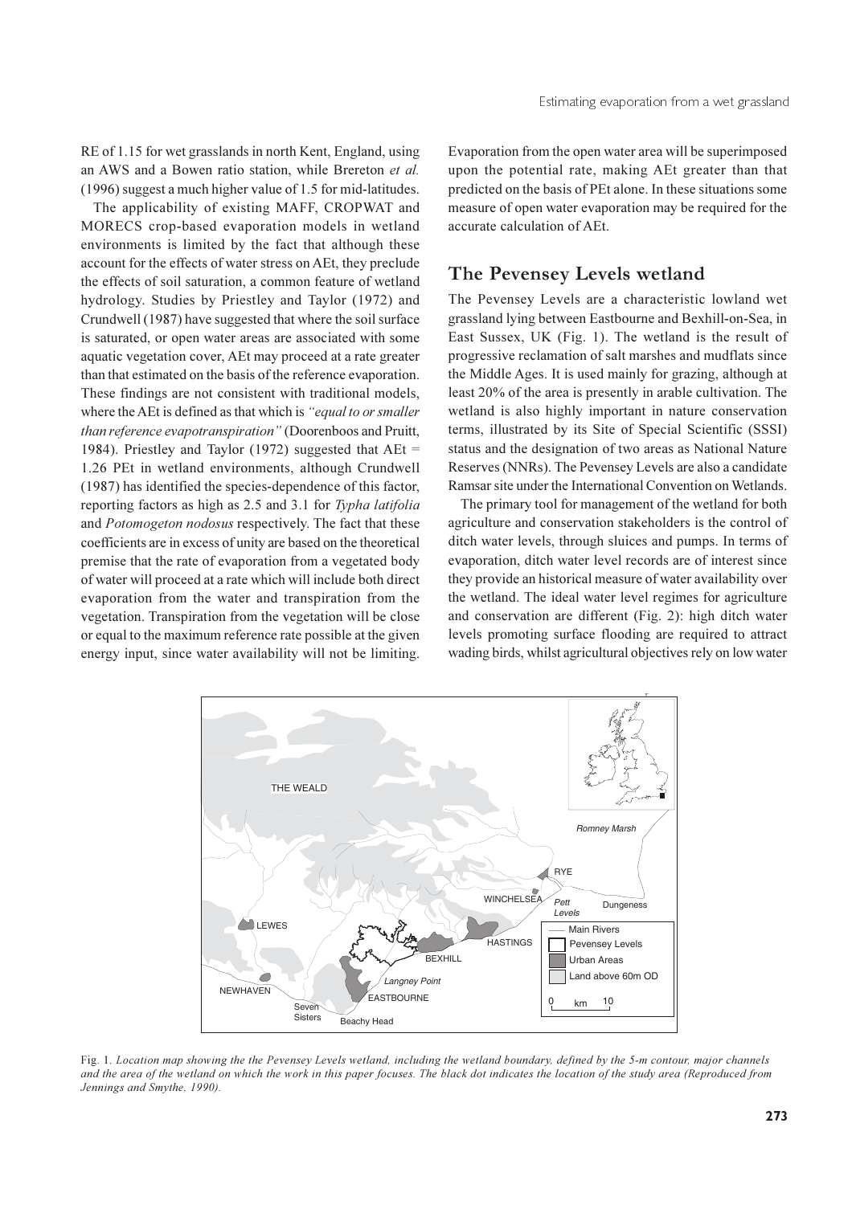RE of 1.15 for wet grasslands in north Kent, England, using an AWS and a Bowen ratio station, while Brereton *et al.* (1996) suggest a much higher value of 1.5 for mid-latitudes.

The applicability of existing MAFF, CROPWAT and MORECS crop-based evaporation models in wetland environments is limited by the fact that although these account for the effects of water stress on AEt, they preclude the effects of soil saturation, a common feature of wetland hydrology. Studies by Priestley and Taylor (1972) and Crundwell (1987) have suggested that where the soil surface is saturated, or open water areas are associated with some aquatic vegetation cover, AEt may proceed at a rate greater than that estimated on the basis of the reference evaporation. These findings are not consistent with traditional models, where the AEt is defined as that which is *"equal to or smaller than reference evapotranspiration"* (Doorenboos and Pruitt, 1984). Priestley and Taylor (1972) suggested that AEt = 1.26 PEt in wetland environments, although Crundwell (1987) has identified the species-dependence of this factor, reporting factors as high as 2.5 and 3.1 for *Typha latifolia* and *Potomogeton nodosus* respectively. The fact that these coefficients are in excess of unity are based on the theoretical premise that the rate of evaporation from a vegetated body of water will proceed at a rate which will include both direct evaporation from the water and transpiration from the vegetation. Transpiration from the vegetation will be close or equal to the maximum reference rate possible at the given energy input, since water availability will not be limiting. Evaporation from the open water area will be superimposed upon the potential rate, making AEt greater than that predicted on the basis of PEt alone. In these situations some measure of open water evaporation may be required for the accurate calculation of AEt.

## The Pevensey Levels wetland

The Pevensey Levels are a characteristic lowland wet grassland lying between Eastbourne and Bexhill-on-Sea, in East Sussex, UK (Fig. 1). The wetland is the result of progressive reclamation of salt marshes and mudflats since the Middle Ages. It is used mainly for grazing, although at least 20% of the area is presently in arable cultivation. The wetland is also highly important in nature conservation terms, illustrated by its Site of Special Scientific (SSSI) status and the designation of two areas as National Nature Reserves (NNRs). The Pevensey Levels are also a candidate Ramsar site under the International Convention on Wetlands.

The primary tool for management of the wetland for both agriculture and conservation stakeholders is the control of ditch water levels, through sluices and pumps. In terms of evaporation, ditch water level records are of interest since they provide an historical measure of water availability over the wetland. The ideal water level regimes for agriculture and conservation are different (Fig. 2): high ditch water levels promoting surface flooding are required to attract wading birds, whilst agricultural objectives rely on low water

Fig. 1. *Location map showing the the Pevensey Levels wetland, including the wetland boundary, defined by the 5-m contour, major channels and the area of the wetland on which the work in this paper focuses. The black dot indicates the location of the study area (Reproduced from Jennings and Smythe, 1990).*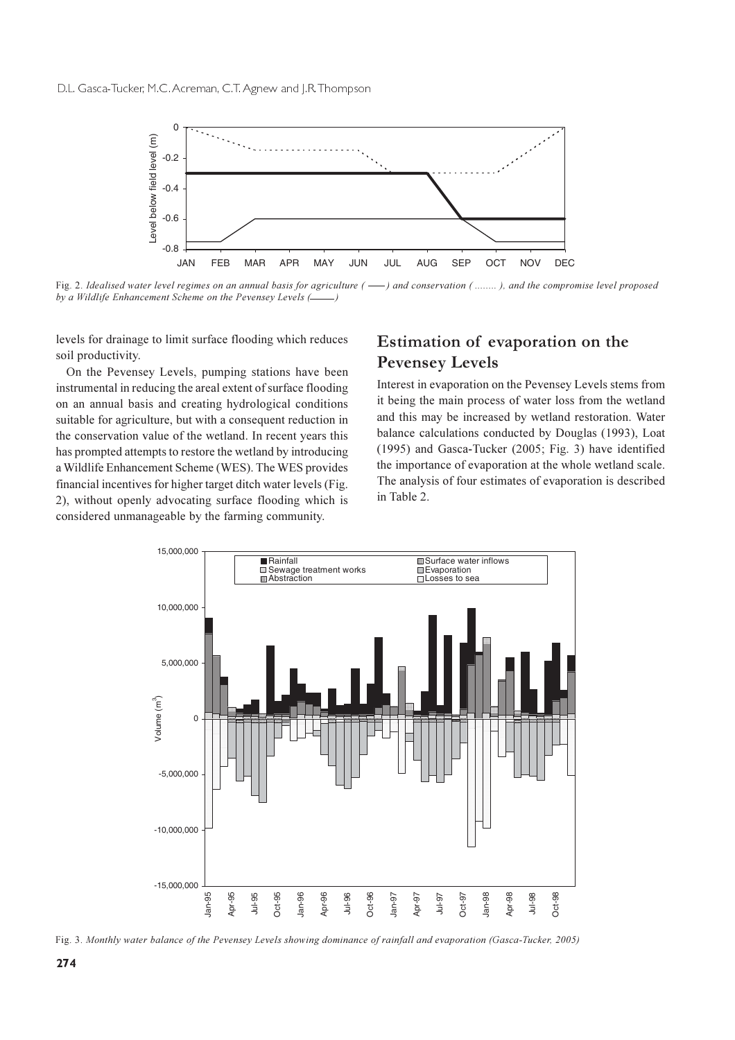Fig. 2. *Idealised water level regimes on an annual basis for agriculture ( —— ) and conservation ( ........ ), and the compromise level proposed by a Wildlife Enhancement Scheme on the Pevensey Levels (——)*

levels for drainage to limit surface flooding which reduces soil productivity.

On the Pevensey Levels, pumping stations have been instrumental in reducing the areal extent of surface flooding on an annual basis and creating hydrological conditions suitable for agriculture, but with a consequent reduction in the conservation value of the wetland. In recent years this has prompted attempts to restore the wetland by introducing a Wildlife Enhancement Scheme (WES). The WES provides financial incentives for higher target ditch water levels (Fig. 2), without openly advocating surface flooding which is considered unmanageable by the farming community.

## Estimation of evaporation on the Pevensey Levels

Interest in evaporation on the Pevensey Levels stems from it being the main process of water loss from the wetland and this may be increased by wetland restoration. Water balance calculations conducted by Douglas (1993), Loat (1995) and Gasca-Tucker (2005; Fig. 3) have identified the importance of evaporation at the whole wetland scale. The analysis of four estimates of evaporation is described in Table 2.

Fig. 3. *Monthly water balance of the Pevensey Levels showing dominance of rainfall and evaporation (Gasca-Tucker, 2005)*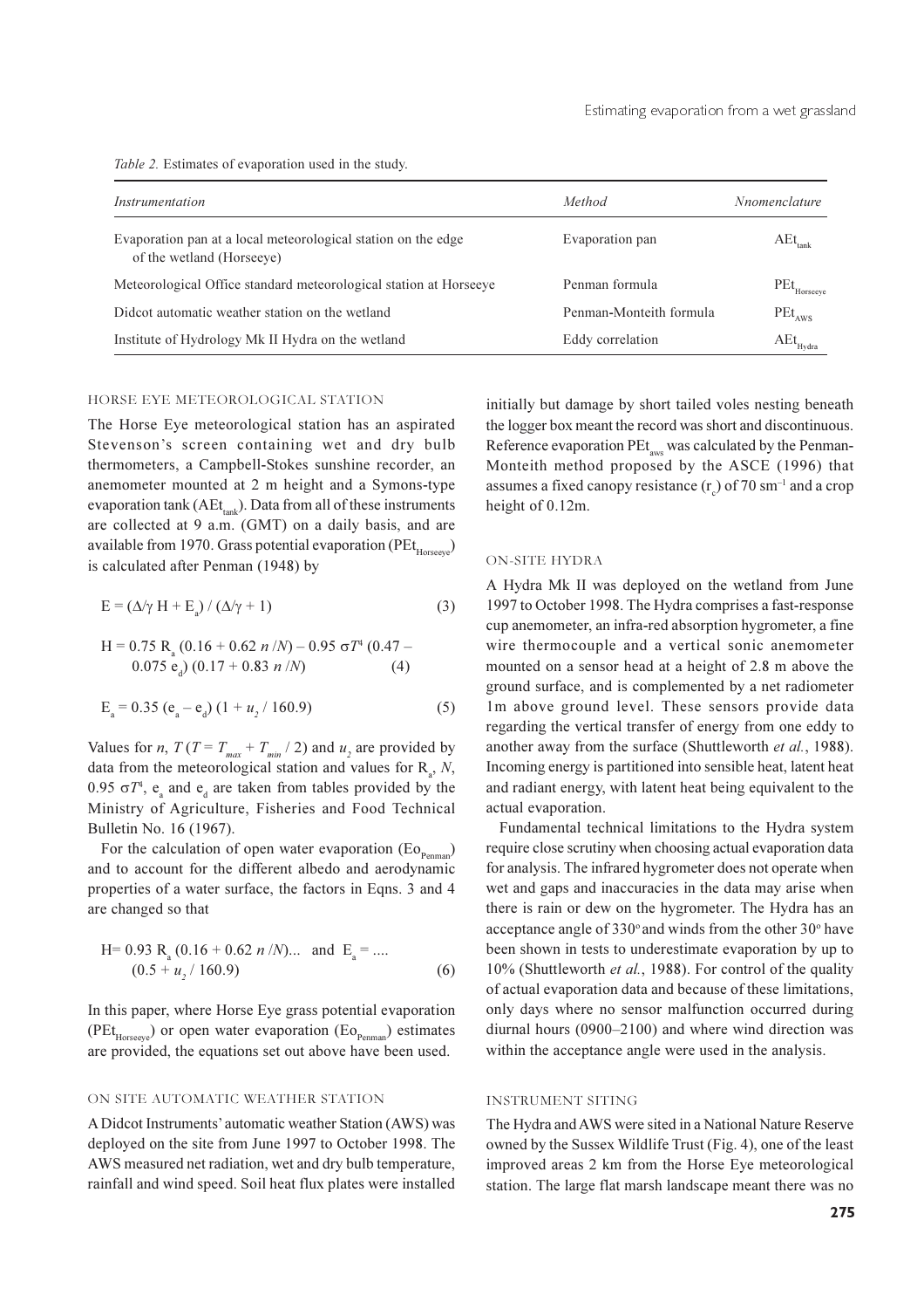*Table 2.* Estimates of evaporation used in the study.

| *Instrumentation* | *Method* | *Nnomenclature* |
|---|---|---|
| Evaporation pan at a local meteorological station on the edge of the wetland (Horseeye) | Evaporation pan | $AEt_{tank}$ |
| Meteorological Office standard meteorological station at Horseeye | Penman formula | $PEt_{Horseeye}$ |
| Didcot automatic weather station on the wetland | Penman-Monteith formula | $PEt_{AWS}$ |
| Institute of Hydrology Mk II Hydra on the wetland | Eddy correlation | $AEt_{Hydra}$ |

## HORSE EYE METEOROLOGICAL STATION

The Horse Eye meteorological station has an aspirated Stevenson's screen containing wet and dry bulb thermometers, a Campbell-Stokes sunshine recorder, an anemometer mounted at 2 m height and a Symons-type evaporation tank ($AEt_{tank}$). Data from all of these instruments are collected at 9 a.m. (GMT) on a daily basis, and are available from 1970. Grass potential evaporation ($PEt_{Horseeye}$) is calculated after Penman (1948) by

$$E = (\Delta/\gamma\ H + E_a) / (\Delta/\gamma + 1) \tag{3}$$

$$H = 0.75\ R_a\ (0.16 + 0.62\ n/N) - 0.95\ \sigma T^4\ (0.47 - 0.075\ e_d)\ (0.17 + 0.83\ n/N) \tag{4}$$

$$E_a = 0.35\ (e_a - e_d)\ (1 + u_2 / 160.9) \tag{5}$$

Values for $n$, $T$ ($T = T_{max} + T_{min} / 2$) and $u_2$ are provided by data from the meteorological station and values for $R_a$, $N$, $0.95\ \sigma T^4$, $e_a$ and $e_d$ are taken from tables provided by the Ministry of Agriculture, Fisheries and Food Technical Bulletin No. 16 (1967).

For the calculation of open water evaporation ($Eo_{Penman}$) and to account for the different albedo and aerodynamic properties of a water surface, the factors in Eqns. 3 and 4 are changed so that

$$H = 0.93\ R_a\ (0.16 + 0.62\ n/N)... \quad \text{and} \quad E_a = ....\ (0.5 + u_2 / 160.9) \tag{6}$$

In this paper, where Horse Eye grass potential evaporation ($PEt_{Horseeye}$) or open water evaporation ($Eo_{Penman}$) estimates are provided, the equations set out above have been used.

## ON SITE AUTOMATIC WEATHER STATION

A Didcot Instruments' automatic weather Station (AWS) was deployed on the site from June 1997 to October 1998. The AWS measured net radiation, wet and dry bulb temperature, rainfall and wind speed. Soil heat flux plates were installed initially but damage by short tailed voles nesting beneath the logger box meant the record was short and discontinuous. Reference evaporation $PEt_{aws}$ was calculated by the Penman-Monteith method proposed by the ASCE (1996) that assumes a fixed canopy resistance ($r_c$) of 70 sm$^{-1}$ and a crop height of 0.12m.

## ON-SITE HYDRA

A Hydra Mk II was deployed on the wetland from June 1997 to October 1998. The Hydra comprises a fast-response cup anemometer, an infra-red absorption hygrometer, a fine wire thermocouple and a vertical sonic anemometer mounted on a sensor head at a height of 2.8 m above the ground surface, and is complemented by a net radiometer 1m above ground level. These sensors provide data regarding the vertical transfer of energy from one eddy to another away from the surface (Shuttleworth *et al.*, 1988). Incoming energy is partitioned into sensible heat, latent heat and radiant energy, with latent heat being equivalent to the actual evaporation.

Fundamental technical limitations to the Hydra system require close scrutiny when choosing actual evaporation data for analysis. The infrared hygrometer does not operate when wet and gaps and inaccuracies in the data may arise when there is rain or dew on the hygrometer. The Hydra has an acceptance angle of 330° and winds from the other 30° have been shown in tests to underestimate evaporation by up to 10% (Shuttleworth *et al.*, 1988). For control of the quality of actual evaporation data and because of these limitations, only days where no sensor malfunction occurred during diurnal hours (0900–2100) and where wind direction was within the acceptance angle were used in the analysis.

## INSTRUMENT SITING

The Hydra and AWS were sited in a National Nature Reserve owned by the Sussex Wildlife Trust (Fig. 4), one of the least improved areas 2 km from the Horse Eye meteorological station. The large flat marsh landscape meant there was no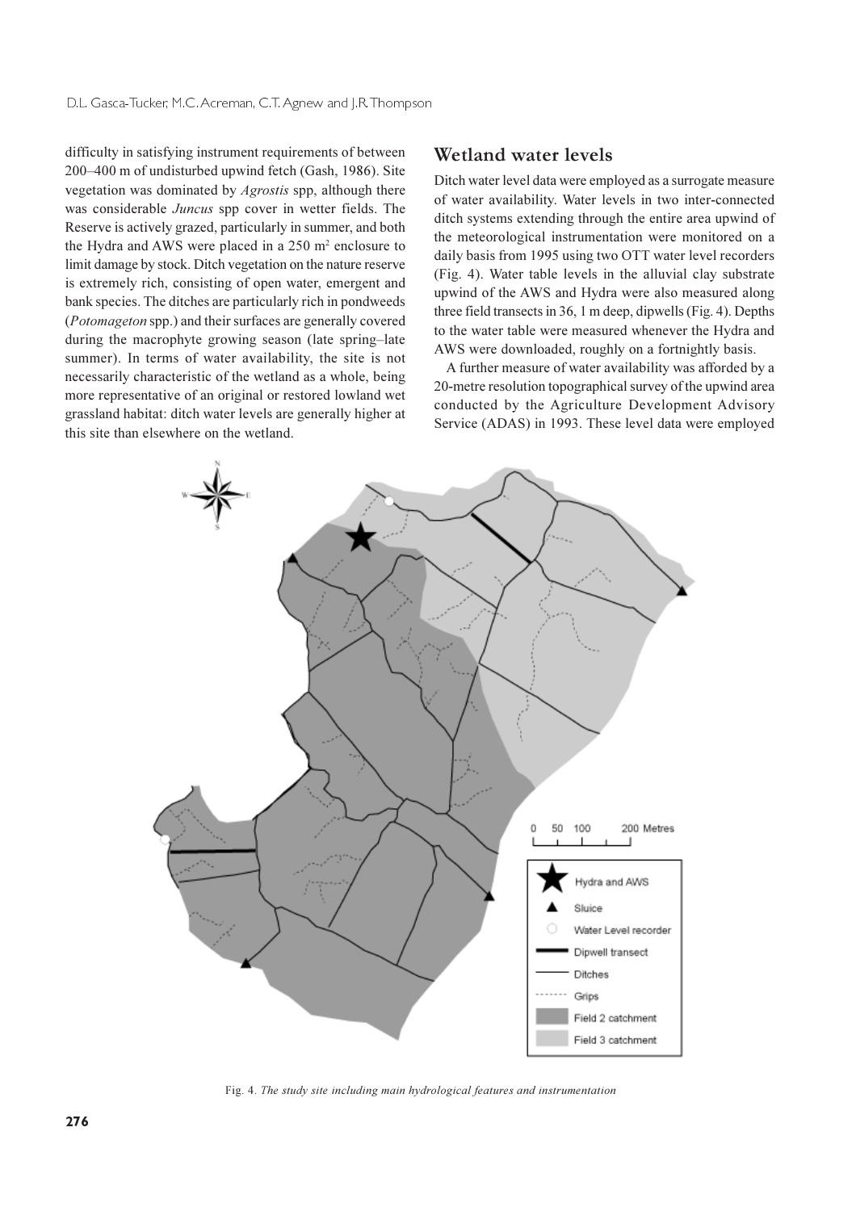difficulty in satisfying instrument requirements of between 200–400 m of undisturbed upwind fetch (Gash, 1986). Site vegetation was dominated by *Agrostis* spp, although there was considerable *Juncus* spp cover in wetter fields. The Reserve is actively grazed, particularly in summer, and both the Hydra and AWS were placed in a 250 $m^2$ enclosure to limit damage by stock. Ditch vegetation on the nature reserve is extremely rich, consisting of open water, emergent and bank species. The ditches are particularly rich in pondweeds (*Potomageton* spp.) and their surfaces are generally covered during the macrophyte growing season (late spring–late summer). In terms of water availability, the site is not necessarily characteristic of the wetland as a whole, being more representative of an original or restored lowland wet grassland habitat: ditch water levels are generally higher at this site than elsewhere on the wetland.

## Wetland water levels

Ditch water level data were employed as a surrogate measure of water availability. Water levels in two inter-connected ditch systems extending through the entire area upwind of the meteorological instrumentation were monitored on a daily basis from 1995 using two OTT water level recorders (Fig. 4). Water table levels in the alluvial clay substrate upwind of the AWS and Hydra were also measured along three field transects in 36, 1 m deep, dipwells (Fig. 4). Depths to the water table were measured whenever the Hydra and AWS were downloaded, roughly on a fortnightly basis.

A further measure of water availability was afforded by a 20-metre resolution topographical survey of the upwind area conducted by the Agriculture Development Advisory Service (ADAS) in 1993. These level data were employed

Fig. 4. *The study site including main hydrological features and instrumentation*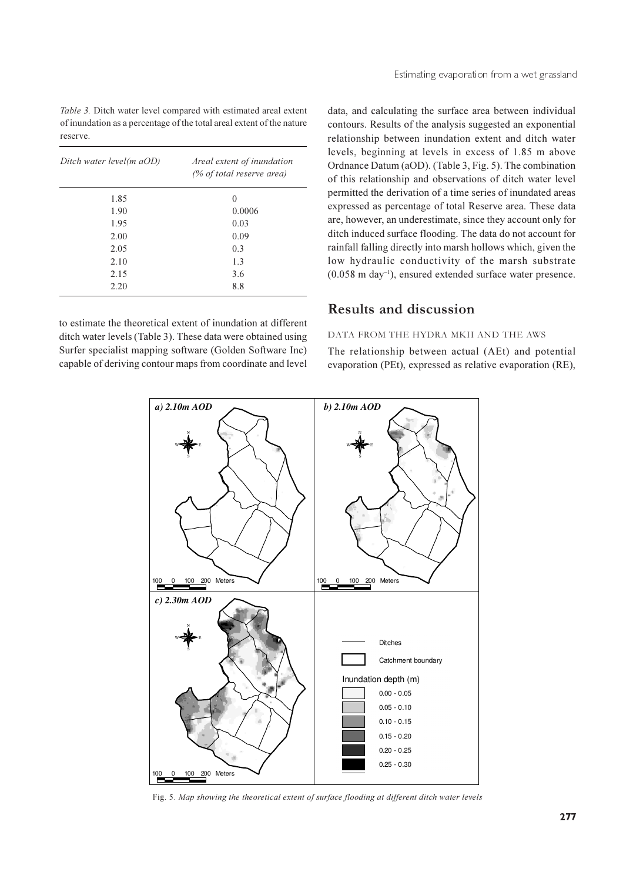*Table 3.* Ditch water level compared with estimated areal extent of inundation as a percentage of the total areal extent of the nature reserve.

| *Ditch water level(m aOD)* | *Areal extent of inundation (% of total reserve area)* |
|---|---|
| 1.85 | 0 |
| 1.90 | 0.0006 |
| 1.95 | 0.03 |
| 2.00 | 0.09 |
| 2.05 | 0.3 |
| 2.10 | 1.3 |
| 2.15 | 3.6 |
| 2.20 | 8.8 |

to estimate the theoretical extent of inundation at different ditch water levels (Table 3). These data were obtained using Surfer specialist mapping software (Golden Software Inc) capable of deriving contour maps from coordinate and level data, and calculating the surface area between individual contours. Results of the analysis suggested an exponential relationship between inundation extent and ditch water levels, beginning at levels in excess of 1.85 m above Ordnance Datum (aOD). (Table 3, Fig. 5). The combination of this relationship and observations of ditch water level permitted the derivation of a time series of inundated areas expressed as percentage of total Reserve area. These data are, however, an underestimate, since they account only for ditch induced surface flooding. The data do not account for rainfall falling directly into marsh hollows which, given the low hydraulic conductivity of the marsh substrate (0.058 m day$^{-1}$), ensured extended surface water presence.

## Results and discussion

### DATA FROM THE HYDRA MKII AND THE AWS

The relationship between actual (AEt) and potential evaporation (PEt), expressed as relative evaporation (RE),

Fig. 5. *Map showing the theoretical extent of surface flooding at different ditch water levels*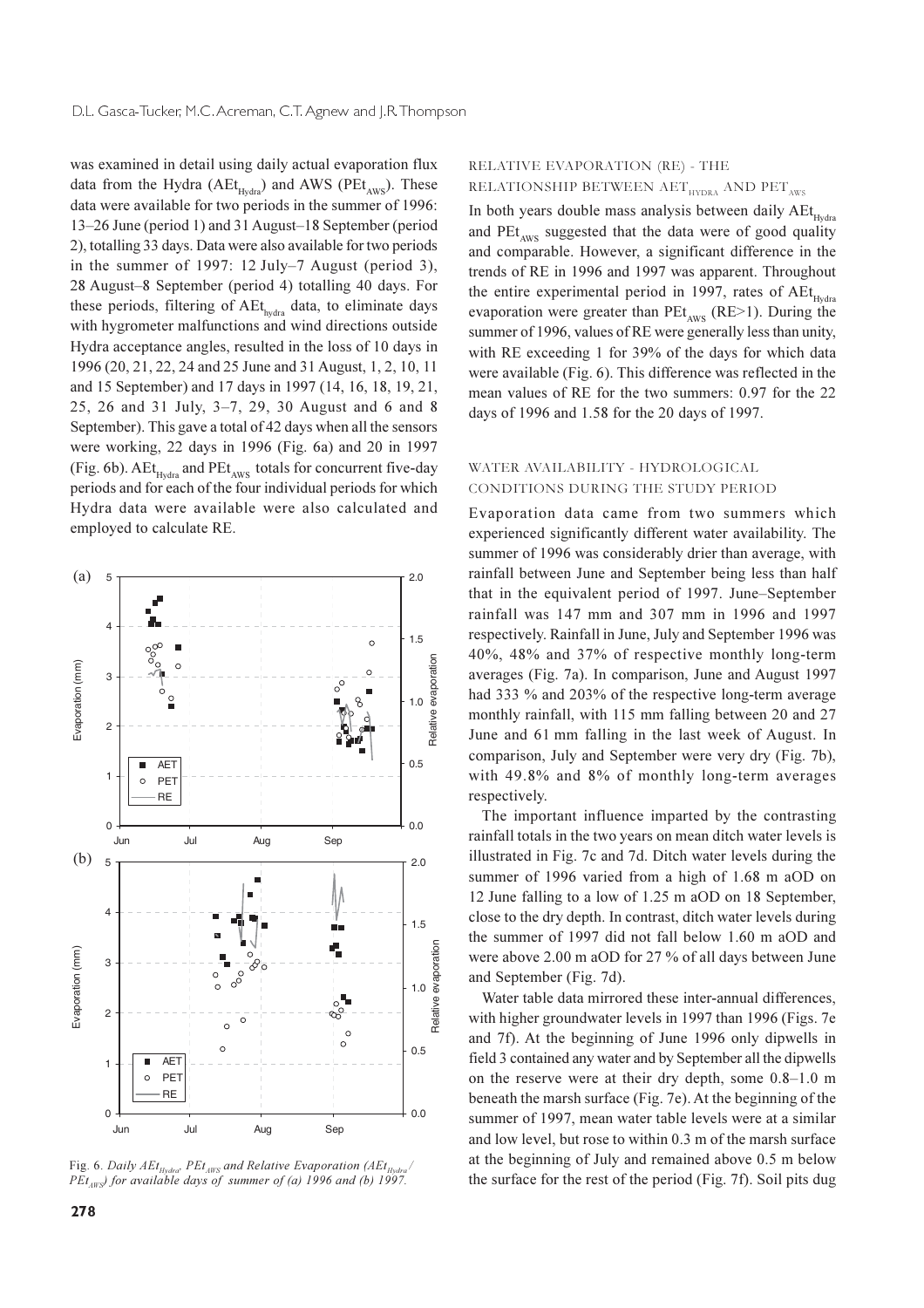was examined in detail using daily actual evaporation flux data from the Hydra ($AEt_{Hydra}$) and AWS ($PEt_{AWS}$). These data were available for two periods in the summer of 1996: 13–26 June (period 1) and 31 August–18 September (period 2), totalling 33 days. Data were also available for two periods in the summer of 1997: 12 July–7 August (period 3), 28 August–8 September (period 4) totalling 40 days. For these periods, filtering of $AEt_{hydra}$ data, to eliminate days with hygrometer malfunctions and wind directions outside Hydra acceptance angles, resulted in the loss of 10 days in 1996 (20, 21, 22, 24 and 25 June and 31 August, 1, 2, 10, 11 and 15 September) and 17 days in 1997 (14, 16, 18, 19, 21, 25, 26 and 31 July, 3–7, 29, 30 August and 6 and 8 September). This gave a total of 42 days when all the sensors were working, 22 days in 1996 (Fig. 6a) and 20 in 1997 (Fig. 6b). $AEt_{Hydra}$ and $PEt_{AWS}$ totals for concurrent five-day periods and for each of the four individual periods for which Hydra data were available were also calculated and employed to calculate RE.

Fig. 6. *Daily $AEt_{Hydra}$, $PEt_{AWS}$ and Relative Evaporation ($AEt_{Hydra}$/$PEt_{AWS}$) for available days of summer of (a) 1996 and (b) 1997.*

### RELATIVE EVAPORATION (RE) - THE RELATIONSHIP BETWEEN $AET_{HYDRA}$ AND $PET_{AWS}$

In both years double mass analysis between daily $AEt_{Hydra}$ and $PEt_{AWS}$ suggested that the data were of good quality and comparable. However, a significant difference in the trends of RE in 1996 and 1997 was apparent. Throughout the entire experimental period in 1997, rates of $AEt_{Hydra}$ evaporation were greater than $PEt_{AWS}$ (RE>1). During the summer of 1996, values of RE were generally less than unity, with RE exceeding 1 for 39% of the days for which data were available (Fig. 6). This difference was reflected in the mean values of RE for the two summers: 0.97 for the 22 days of 1996 and 1.58 for the 20 days of 1997.

### WATER AVAILABILITY - HYDROLOGICAL CONDITIONS DURING THE STUDY PERIOD

Evaporation data came from two summers which experienced significantly different water availability. The summer of 1996 was considerably drier than average, with rainfall between June and September being less than half that in the equivalent period of 1997. June–September rainfall was 147 mm and 307 mm in 1996 and 1997 respectively. Rainfall in June, July and September 1996 was 40%, 48% and 37% of respective monthly long-term averages (Fig. 7a). In comparison, June and August 1997 had 333 % and 203% of the respective long-term average monthly rainfall, with 115 mm falling between 20 and 27 June and 61 mm falling in the last week of August. In comparison, July and September were very dry (Fig. 7b), with 49.8% and 8% of monthly long-term averages respectively.

The important influence imparted by the contrasting rainfall totals in the two years on mean ditch water levels is illustrated in Fig. 7c and 7d. Ditch water levels during the summer of 1996 varied from a high of 1.68 m aOD on 12 June falling to a low of 1.25 m aOD on 18 September, close to the dry depth. In contrast, ditch water levels during the summer of 1997 did not fall below 1.60 m aOD and were above 2.00 m aOD for 27 % of all days between June and September (Fig. 7d).

Water table data mirrored these inter-annual differences, with higher groundwater levels in 1997 than 1996 (Figs. 7e and 7f). At the beginning of June 1996 only dipwells in field 3 contained any water and by September all the dipwells on the reserve were at their dry depth, some 0.8–1.0 m beneath the marsh surface (Fig. 7e). At the beginning of the summer of 1997, mean water table levels were at a similar and low level, but rose to within 0.3 m of the marsh surface at the beginning of July and remained above 0.5 m below the surface for the rest of the period (Fig. 7f). Soil pits dug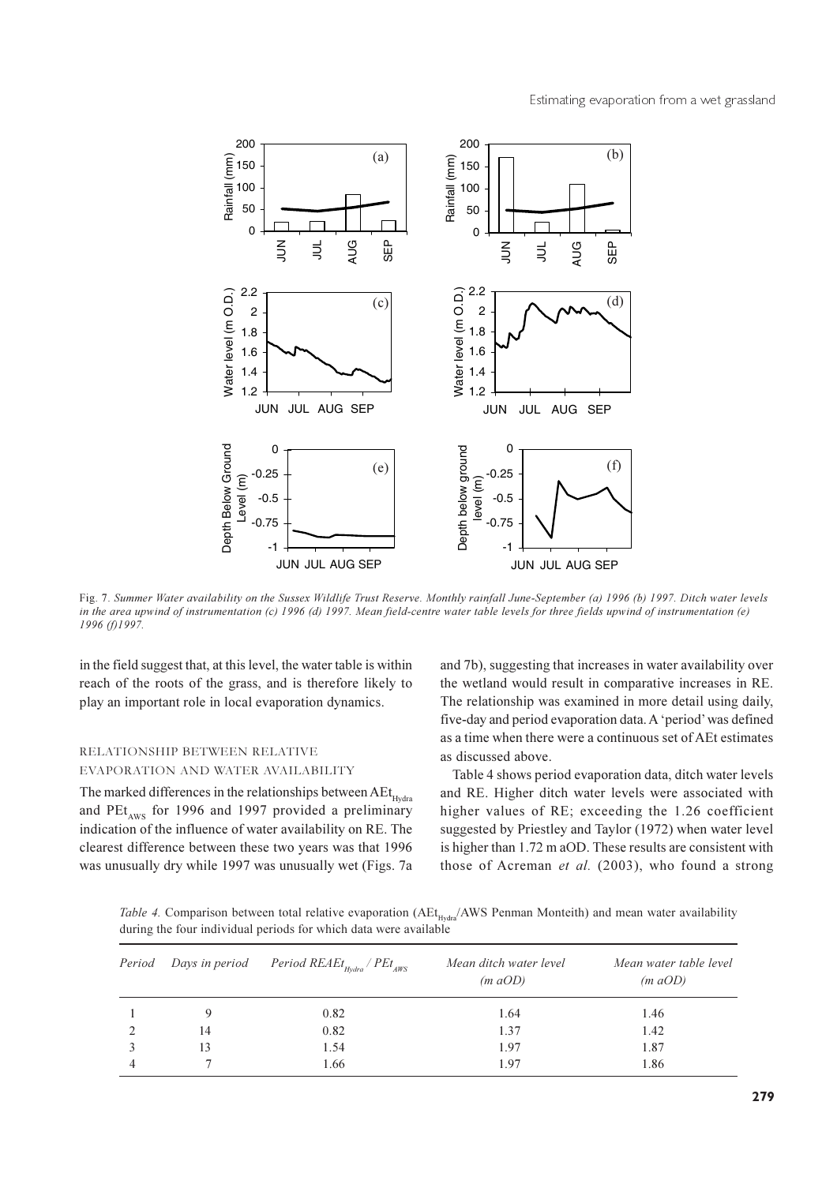Fig. 7. *Summer Water availability on the Sussex Wildlife Trust Reserve. Monthly rainfall June-September (a) 1996 (b) 1997. Ditch water levels in the area upwind of instrumentation (c) 1996 (d) 1997. Mean field-centre water table levels for three fields upwind of instrumentation (e) 1996 (f)1997.*

in the field suggest that, at this level, the water table is within reach of the roots of the grass, and is therefore likely to play an important role in local evaporation dynamics.

### RELATIONSHIP BETWEEN RELATIVE EVAPORATION AND WATER AVAILABILITY

The marked differences in the relationships between $AEt_{Hydra}$ and $PEt_{AWS}$ for 1996 and 1997 provided a preliminary indication of the influence of water availability on RE. The clearest difference between these two years was that 1996 was unusually dry while 1997 was unusually wet (Figs. 7a and 7b), suggesting that increases in water availability over the wetland would result in comparative increases in RE. The relationship was examined in more detail using daily, five-day and period evaporation data. A 'period' was defined as a time when there were a continuous set of AEt estimates as discussed above.

Table 4 shows period evaporation data, ditch water levels and RE. Higher ditch water levels were associated with higher values of RE; exceeding the 1.26 coefficient suggested by Priestley and Taylor (1972) when water level is higher than 1.72 m aOD. These results are consistent with those of Acreman *et al.* (2003), who found a strong

*Table 4.* Comparison between total relative evaporation ($AEt_{Hydra}$/AWS Penman Monteith) and mean water availability during the four individual periods for which data were available

| Period | Days in period | Period $REAEt_{Hydra} / PEt_{AWS}$ | Mean ditch water level (m aOD) | Mean water table level (m aOD) |
|---|---|---|---|---|
| 1 | 9 | 0.82 | 1.64 | 1.46 |
| 2 | 14 | 0.82 | 1.37 | 1.42 |
| 3 | 13 | 1.54 | 1.97 | 1.87 |
| 4 | 7 | 1.66 | 1.97 | 1.86 |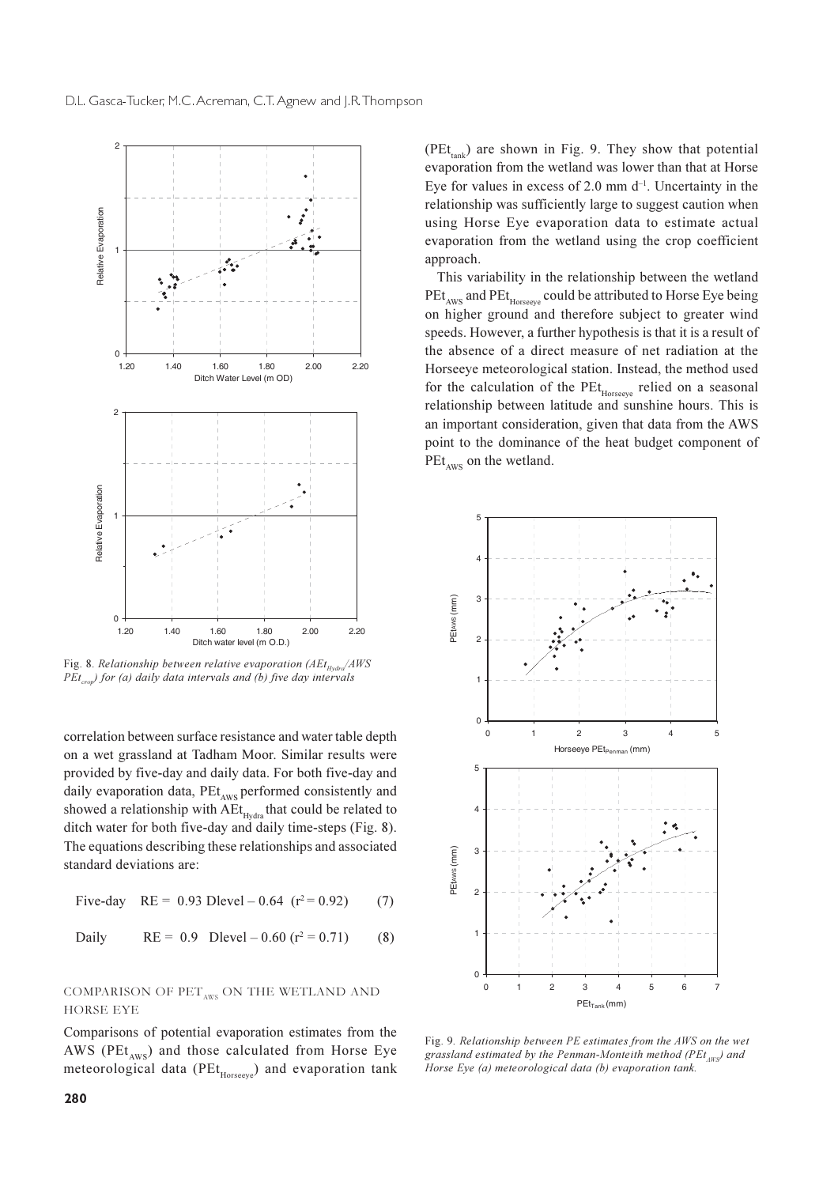Fig. 8. *Relationship between relative evaporation ($AEt_{Hydra}$/AWS $PEt_{crop}$) for (a) daily data intervals and (b) five day intervals*

correlation between surface resistance and water table depth on a wet grassland at Tadham Moor. Similar results were provided by five-day and daily data. For both five-day and daily evaporation data, $PEt_{AWS}$ performed consistently and showed a relationship with $AEt_{Hydra}$ that could be related to ditch water for both five-day and daily time-steps (Fig. 8). The equations describing these relationships and associated standard deviations are:

Five-day $\quad RE = 0.93 \text{ Dlevel} - 0.64 \quad (r^2 = 0.92) \qquad (7)$

Daily $\quad RE = 0.9 \text{ Dlevel} - 0.60 \quad (r^2 = 0.71) \qquad (8)$

### COMPARISON OF $PET_{AWS}$ ON THE WETLAND AND HORSE EYE

Comparisons of potential evaporation estimates from the AWS ($PEt_{AWS}$) and those calculated from Horse Eye meteorological data ($PEt_{Horseeye}$) and evaporation tank ($PEt_{tank}$) are shown in Fig. 9. They show that potential evaporation from the wetland was lower than that at Horse Eye for values in excess of 2.0 mm $d^{-1}$. Uncertainty in the relationship was sufficiently large to suggest caution when using Horse Eye evaporation data to estimate actual evaporation from the wetland using the crop coefficient approach.

This variability in the relationship between the wetland $PEt_{AWS}$ and $PEt_{Horseeye}$ could be attributed to Horse Eye being on higher ground and therefore subject to greater wind speeds. However, a further hypothesis is that it is a result of the absence of a direct measure of net radiation at the Horseeye meteorological station. Instead, the method used for the calculation of the $PEt_{Horseeye}$ relied on a seasonal relationship between latitude and sunshine hours. This is an important consideration, given that data from the AWS point to the dominance of the heat budget component of $PEt_{AWS}$ on the wetland.

Fig. 9. *Relationship between PE estimates from the AWS on the wet grassland estimated by the Penman-Monteith method ($PEt_{AWS}$) and Horse Eye (a) meteorological data (b) evaporation tank.*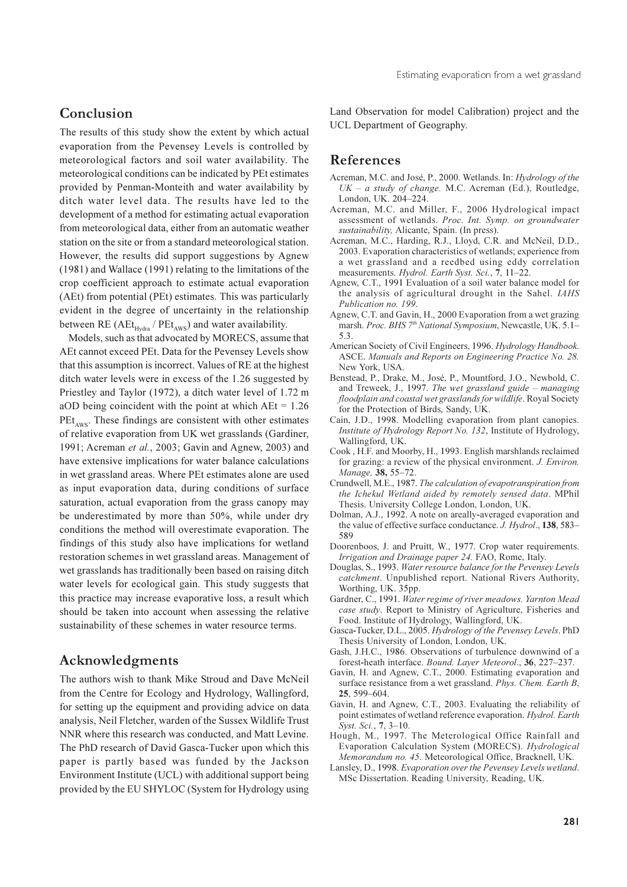## Conclusion

The results of this study show the extent by which actual evaporation from the Pevensey Levels is controlled by meteorological factors and soil water availability. The meteorological conditions can be indicated by PEt estimates provided by Penman-Monteith and water availability by ditch water level data. The results have led to the development of a method for estimating actual evaporation from meteorological data, either from an automatic weather station on the site or from a standard meteorological station. However, the results did support suggestions by Agnew (1981) and Wallace (1991) relating to the limitations of the crop coefficient approach to estimate actual evaporation (AEt) from potential (PEt) estimates. This was particularly evident in the degree of uncertainty in the relationship between RE ($AEt_{Hydra}$ / $PEt_{AWS}$) and water availability.

Models, such as that advocated by MORECS, assume that AEt cannot exceed PEt. Data for the Pevensey Levels show that this assumption is incorrect. Values of RE at the highest ditch water levels were in excess of the 1.26 suggested by Priestley and Taylor (1972), a ditch water level of 1.72 m aOD being coincident with the point at which AEt = 1.26 $PEt_{AWS}$. These findings are consistent with other estimates of relative evaporation from UK wet grasslands (Gardiner, 1991; Acreman *et al.*, 2003; Gavin and Agnew, 2003) and have extensive implications for water balance calculations in wet grassland areas. Where PEt estimates alone are used as input evaporation data, during conditions of surface saturation, actual evaporation from the grass canopy may be underestimated by more than 50%, while under dry conditions the method will overestimate evaporation. The findings of this study also have implications for wetland restoration schemes in wet grassland areas. Management of wet grasslands has traditionally been based on raising ditch water levels for ecological gain. This study suggests that this practice may increase evaporative loss, a result which should be taken into account when assessing the relative sustainability of these schemes in water resource terms.

## Acknowledgments

The authors wish to thank Mike Stroud and Dave McNeil from the Centre for Ecology and Hydrology, Wallingford, for setting up the equipment and providing advice on data analysis, Neil Fletcher, warden of the Sussex Wildlife Trust NNR where this research was conducted, and Matt Levine. The PhD research of David Gasca-Tucker upon which this paper is partly based was funded by the Jackson Environment Institute (UCL) with additional support being provided by the EU SHYLOC (System for Hydrology using Land Observation for model Calibration) project and the UCL Department of Geography.

## References

Acreman, M.C. and José, P., 2000. Wetlands. In: *Hydrology of the UK – a study of change.* M.C. Acreman (Ed.), Routledge, London, UK. 204–224.

Acreman, M.C. and Miller, F., 2006 Hydrological impact assessment of wetlands. *Proc. Int. Symp. on groundwater sustainability,* Alicante, Spain. (In press).

Acreman, M.C., Harding, R.J., Lloyd, C.R. and McNeil, D.D., 2003. Evaporation characteristics of wetlands; experience from a wet grassland and a reedbed using eddy correlation measurements. *Hydrol. Earth Syst. Sci.*, **7**, 11–22.

Agnew, C.T., 1991 Evaluation of a soil water balance model for the analysis of agricultural drought in the Sahel. *IAHS Publication no. 199*.

Agnew, C.T. and Gavin, H., 2000 Evaporation from a wet grazing marsh. *Proc. BHS 7th National Symposium*, Newcastle, UK. 5.1–5.3.

American Society of Civil Engineers, 1996. *Hydrology Handbook*. ASCE. *Manuals and Reports on Engineering Practice No. 28.* New York, USA.

Benstead, P., Drake, M., José, P., Mountford, J.O., Newbold, C. and Treweek, J., 1997. *The wet grassland guide – managing floodplain and coastal wet grasslands for wildlife*. Royal Society for the Protection of Birds, Sandy, UK.

Cain, J.D., 1998. Modelling evaporation from plant canopies. *Institute of Hydrology Report No. 132*, Institute of Hydrology, Wallingford, UK.

Cook , H.F. and Moorby, H., 1993. English marshlands reclaimed for grazing: a review of the physical environment. *J. Environ. Manage,* **38,** 55–72.

Crundwell, M.E., 1987. *The calculation of evapotranspiration from the Ichekul Wetland aided by remotely sensed data*. MPhil Thesis. University College London, London, UK.

Dolman, A.J., 1992. A note on areally-averaged evaporation and the value of effective surface conductance. *J. Hydrol*., **138**, 583–589

Doorenboos, J. and Pruitt, W., 1977. Crop water requirements. *Irrigation and Drainage paper 24.* FAO, Rome, Italy.

Douglas, S., 1993. *Water resource balance for the Pevensey Levels catchment*. Unpublished report. National Rivers Authority, Worthing, UK. 35pp.

Gardner, C., 1991. *Water regime of river meadows. Yarnton Mead case study*. Report to Ministry of Agriculture, Fisheries and Food. Institute of Hydrology, Wallingford, UK.

Gasca-Tucker, D.L., 2005. *Hydrology of the Pevensey Levels*. PhD Thesis University of London, London, UK.

Gash, J.H.C., 1986. Observations of turbulence downwind of a forest-heath interface. *Bound. Layer Meteorol*., **36**, 227–237.

Gavin, H. and Agnew, C.T., 2000. Estimating evaporation and surface resistance from a wet grassland. *Phys. Chem. Earth B*, **25**, 599–604.

Gavin, H. and Agnew, C.T., 2003. Evaluating the reliability of point estimates of wetland reference evaporation. *Hydrol. Earth Syst. Sci.*, **7**, 3–10.

Hough, M., 1997. The Meterological Office Rainfall and Evaporation Calculation System (MORECS). *Hydrological Memorandum no. 45*. Meteorological Office, Bracknell, UK.

Lansley, D., 1998. *Evaporation over the Pevensey Levels wetland*. MSc Dissertation. Reading University, Reading, UK.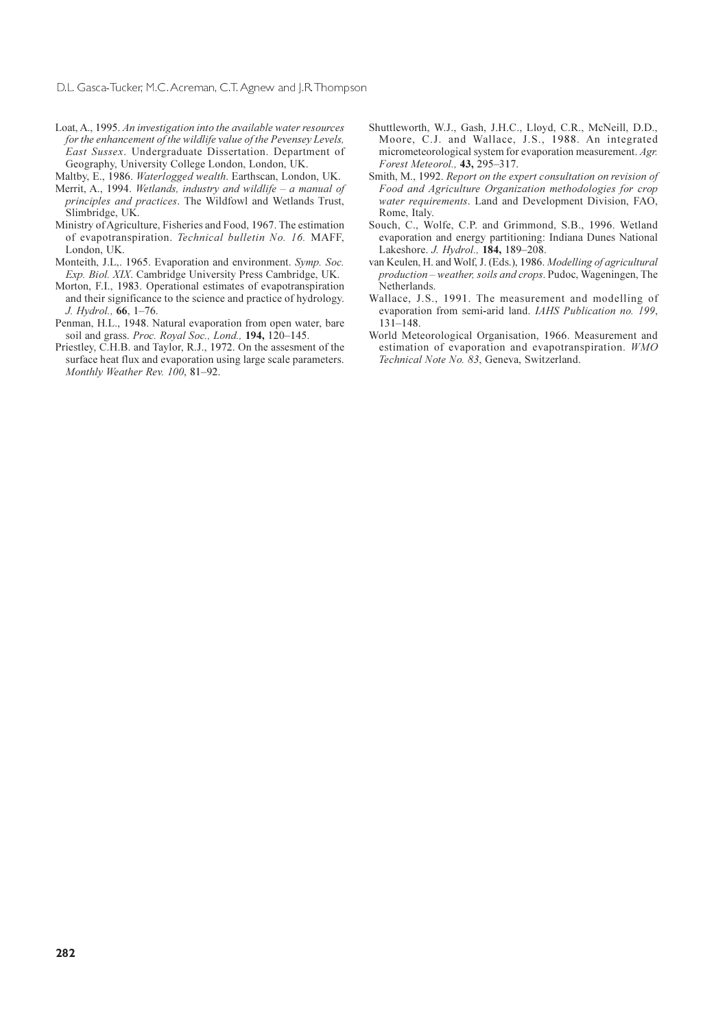Loat, A., 1995. *An investigation into the available water resources for the enhancement of the wildlife value of the Pevensey Levels, East Sussex*. Undergraduate Dissertation. Department of Geography, University College London, London, UK.

Maltby, E., 1986. *Waterlogged wealth*. Earthscan, London, UK.

Merrit, A., 1994. *Wetlands, industry and wildlife – a manual of principles and practices*. The Wildfowl and Wetlands Trust, Slimbridge, UK.

Ministry of Agriculture, Fisheries and Food, 1967. The estimation of evapotranspiration. *Technical bulletin No. 16.* MAFF, London, UK.

Monteith, J.L,. 1965. Evaporation and environment. *Symp. Soc. Exp. Biol. XIX*. Cambridge University Press Cambridge, UK.

Morton, F.I., 1983. Operational estimates of evapotranspiration and their significance to the science and practice of hydrology. *J. Hydrol.,* **66**, 1–76.

Penman, H.L., 1948. Natural evaporation from open water, bare soil and grass. *Proc. Royal Soc., Lond.,* **194,** 120–145.

Priestley, C.H.B. and Taylor, R.J., 1972. On the assesment of the surface heat flux and evaporation using large scale parameters. *Monthly Weather Rev. 100*, 81–92.

Shuttleworth, W.J., Gash, J.H.C., Lloyd, C.R., McNeill, D.D., Moore, C.J. and Wallace, J.S., 1988. An integrated micrometeorological system for evaporation measurement. *Agr. Forest Meteorol.,* **43,** 295–317.

Smith, M., 1992. *Report on the expert consultation on revision of Food and Agriculture Organization methodologies for crop water requirements*. Land and Development Division, FAO, Rome, Italy.

Souch, C., Wolfe, C.P. and Grimmond, S.B., 1996. Wetland evaporation and energy partitioning: Indiana Dunes National Lakeshore. *J. Hydrol.,* **184,** 189–208.

van Keulen, H. and Wolf, J. (Eds.), 1986. *Modelling of agricultural production – weather, soils and crops*. Pudoc, Wageningen, The Netherlands.

Wallace, J.S., 1991. The measurement and modelling of evaporation from semi-arid land. *IAHS Publication no. 199*, 131–148.

World Meteorological Organisation, 1966. Measurement and estimation of evaporation and evapotranspiration. *WMO Technical Note No. 83*, Geneva, Switzerland.